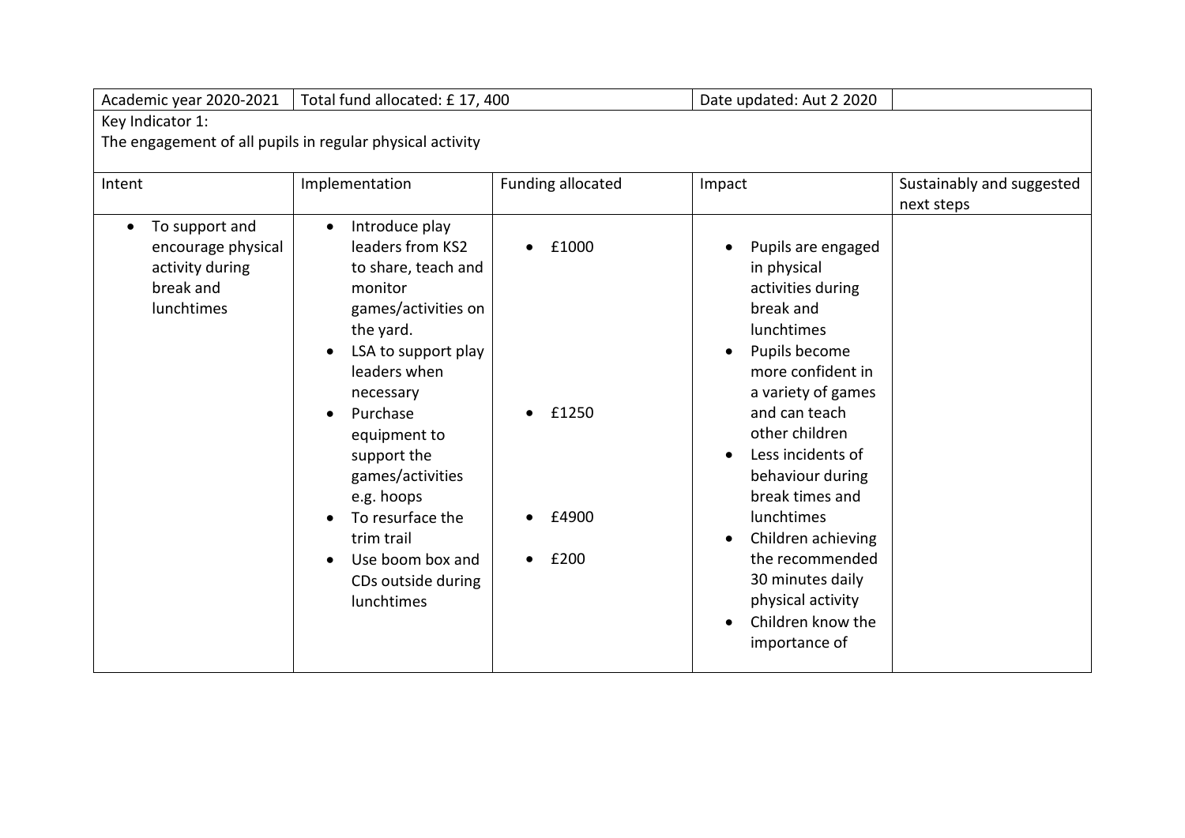| Academic year 2020-2021 | Total fund allocated: £ 17, 400 | | Date updated: Aut 2 2020 | |
|---|---|---|---|---|
| Key Indicator 1:<br>The engagement of all pupils in regular physical activity | | | | |
| Intent | Implementation | Funding allocated | Impact | Sustainably and suggested next steps |
| • To support and encourage physical activity during break and lunchtimes | • Introduce play leaders from KS2 to share, teach and monitor games/activities on the yard.<br>• LSA to support play leaders when necessary<br>• Purchase equipment to support the games/activities e.g. hoops<br>• To resurface the trim trail<br>• Use boom box and CDs outside during lunchtimes | • £1000<br><br>• £1250<br><br>• £4900<br>• £200 | • Pupils are engaged in physical activities during break and lunchtimes<br>• Pupils become more confident in a variety of games and can teach other children<br>• Less incidents of behaviour during break times and lunchtimes<br>• Children achieving the recommended 30 minutes daily physical activity<br>• Children know the importance of | |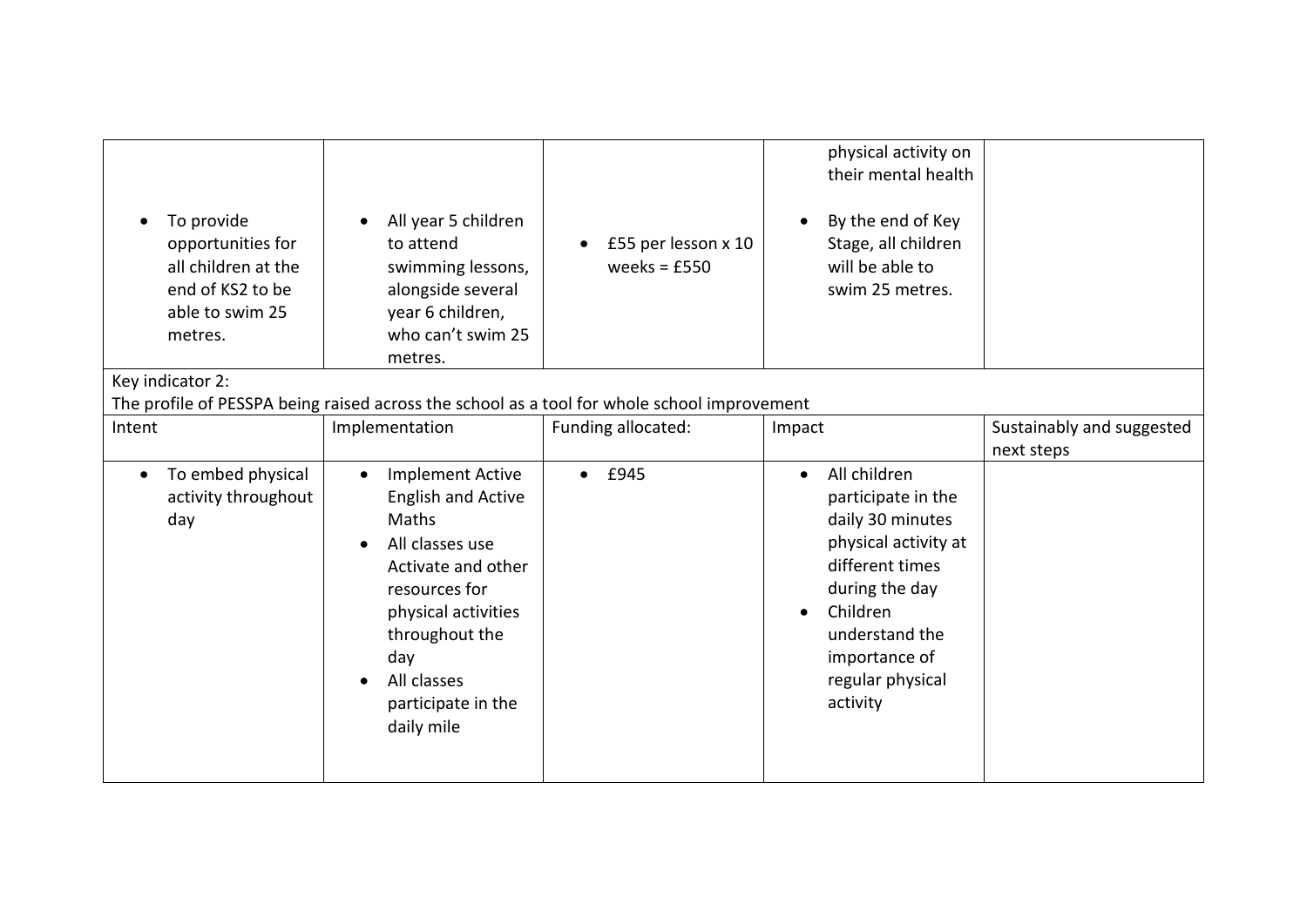| | | | | |
|---|---|---|---|---|
| | | | physical activity on their mental health | |
| • To provide opportunities for all children at the end of KS2 to be able to swim 25 metres. | • All year 5 children to attend swimming lessons, alongside several year 6 children, who can't swim 25 metres. | • £55 per lesson x 10 weeks = £550 | • By the end of Key Stage, all children will be able to swim 25 metres. | |

Key indicator 2:
The profile of PESSPA being raised across the school as a tool for whole school improvement

| Intent | Implementation | Funding allocated: | Impact | Sustainably and suggested next steps |
|---|---|---|---|---|
| • To embed physical activity throughout day | • Implement Active English and Active Maths<br>• All classes use Activate and other resources for physical activities throughout the day<br>• All classes participate in the daily mile | • £945 | • All children participate in the daily 30 minutes physical activity at different times during the day<br>• Children understand the importance of regular physical activity | |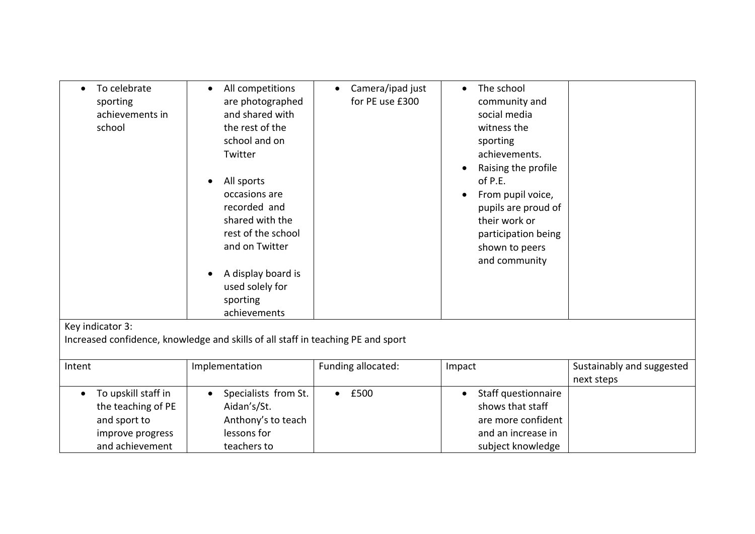| | | | | |
|---|---|---|---|---|
| • To celebrate sporting achievements in school | • All competitions are photographed and shared with the rest of the school and on Twitter<br><br>• All sports occasions are recorded and shared with the rest of the school and on Twitter<br><br>• A display board is used solely for sporting achievements | • Camera/ipad just for PE use £300 | • The school community and social media witness the sporting achievements.<br>• Raising the profile of P.E.<br>• From pupil voice, pupils are proud of their work or participation being shown to peers and community | |

Key indicator 3:
Increased confidence, knowledge and skills of all staff in teaching PE and sport

| Intent | Implementation | Funding allocated: | Impact | Sustainably and suggested next steps |
|---|---|---|---|---|
| • To upskill staff in the teaching of PE and sport to improve progress and achievement | • Specialists from St. Aidan's/St. Anthony's to teach lessons for teachers to | • £500 | • Staff questionnaire shows that staff are more confident and an increase in subject knowledge | |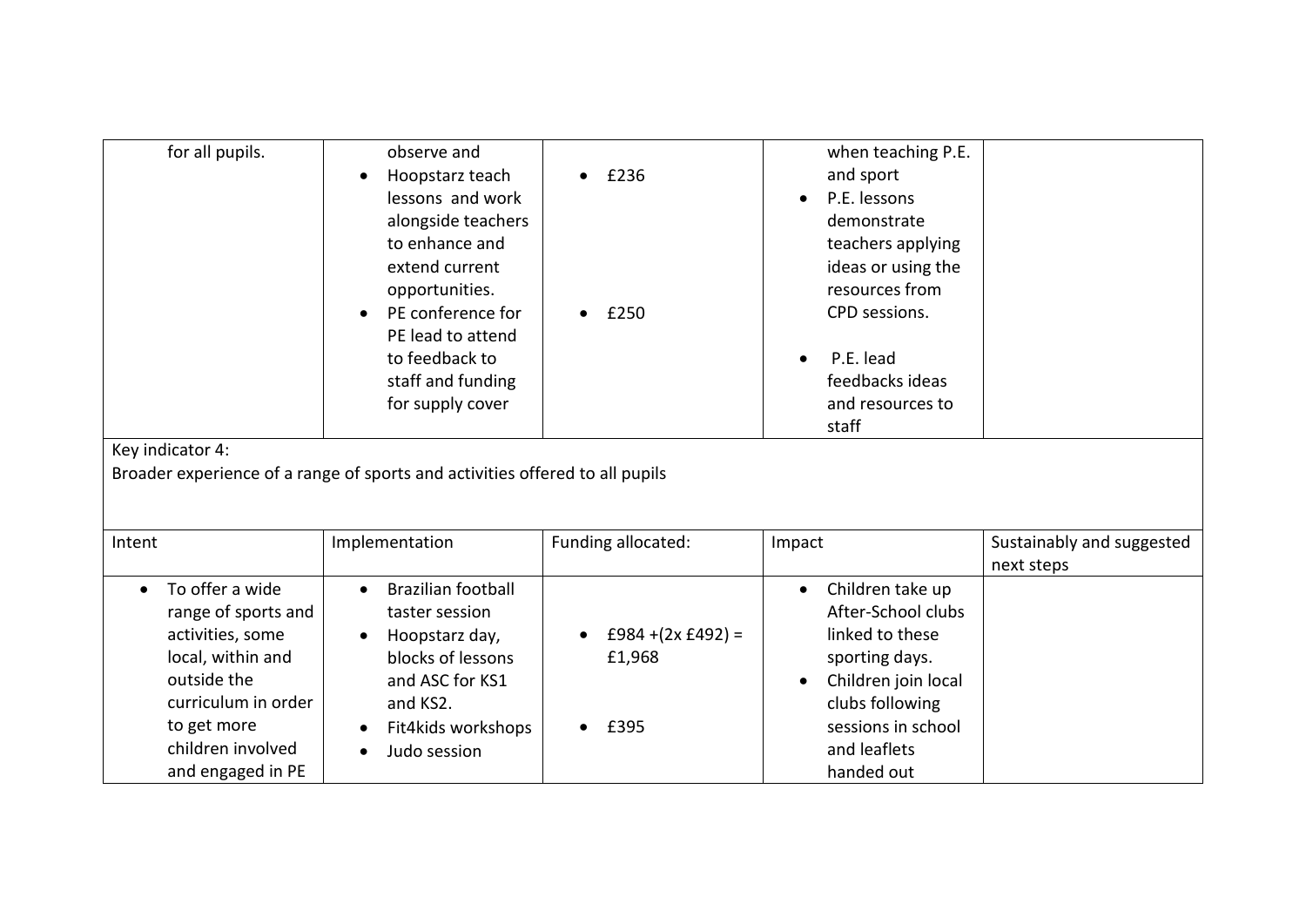| | | | | |
|---|---|---|---|---|
| for all pupils. | observe and<br>• Hoopstarz teach lessons and work alongside teachers to enhance and extend current opportunities.<br>• PE conference for PE lead to attend to feedback to staff and funding for supply cover | • £236<br><br>• £250 | when teaching P.E. and sport<br>• P.E. lessons demonstrate teachers applying ideas or using the resources from CPD sessions.<br>• P.E. lead feedbacks ideas and resources to staff | |

Key indicator 4:
Broader experience of a range of sports and activities offered to all pupils

| Intent | Implementation | Funding allocated: | Impact | Sustainably and suggested next steps |
|---|---|---|---|---|
| • To offer a wide range of sports and activities, some local, within and outside the curriculum in order to get more children involved and engaged in PE | • Brazilian football taster session<br>• Hoopstarz day, blocks of lessons and ASC for KS1 and KS2.<br>• Fit4kids workshops<br>• Judo session | • £984 +(2x £492) = £1,968<br><br>• £395 | • Children take up After-School clubs linked to these sporting days.<br>• Children join local clubs following sessions in school and leaflets handed out | |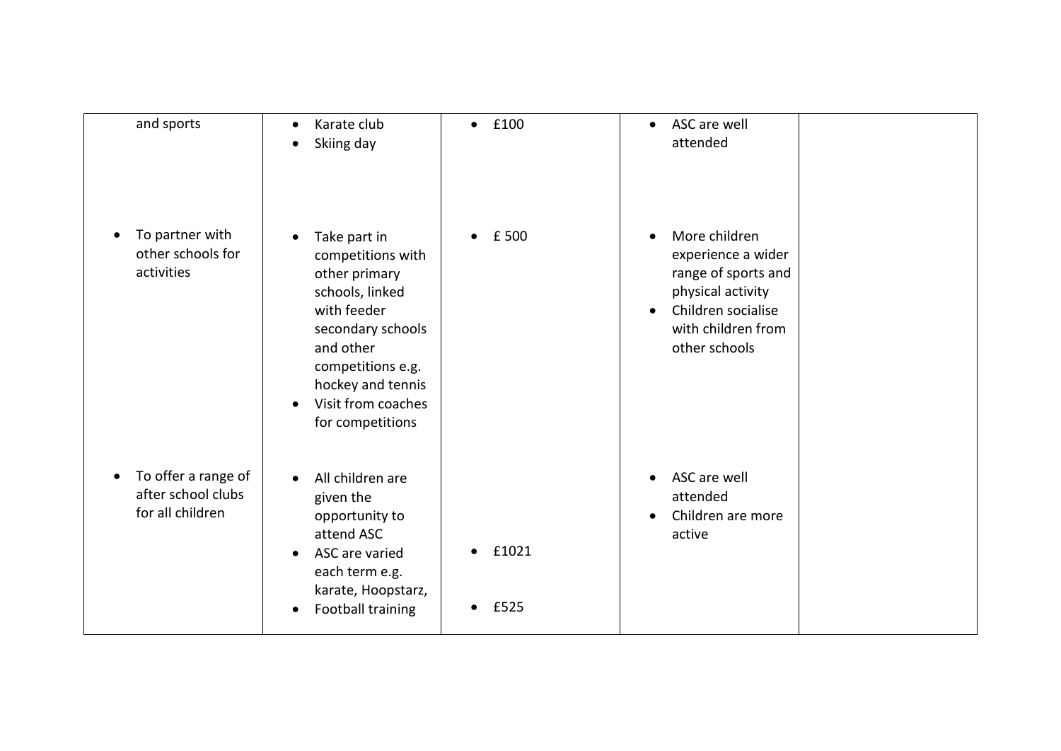| | | | | |
|---|---|---|---|---|
| and sports | • Karate club<br>• Skiing day | • £100 | • ASC are well attended | |
| • To partner with other schools for activities | • Take part in competitions with other primary schools, linked with feeder secondary schools and other competitions e.g. hockey and tennis<br>• Visit from coaches for competitions | • £ 500 | • More children experience a wider range of sports and physical activity<br>• Children socialise with children from other schools | |
| • To offer a range of after school clubs for all children | • All children are given the opportunity to attend ASC<br>• ASC are varied each term e.g. karate, Hoopstarz,<br>• Football training | • £1021<br>• £525 | • ASC are well attended<br>• Children are more active | |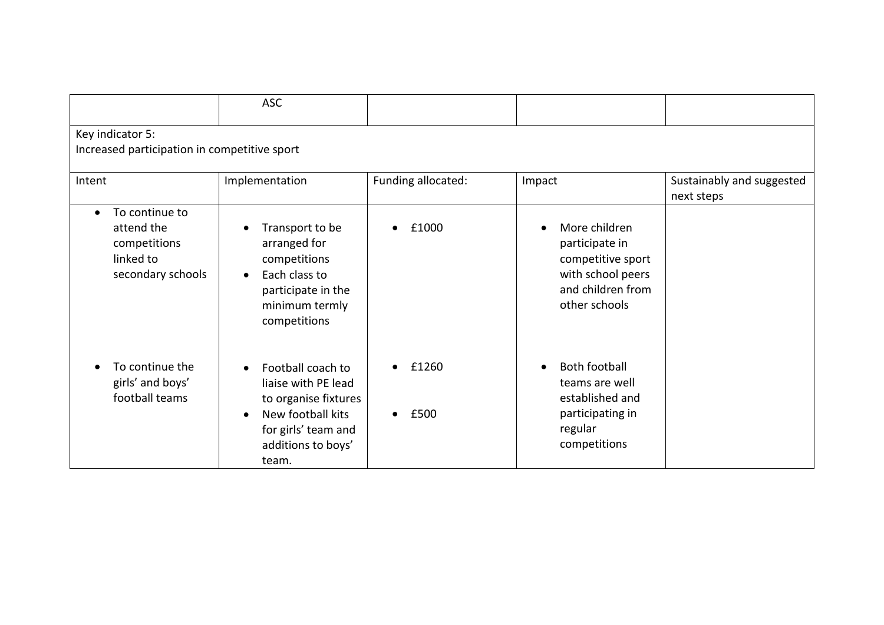| | | | | |
|---|---|---|---|---|
| | ASC | | | |
| Key indicator 5:<br>Increased participation in competitive sport | | | | |
| Intent | Implementation | Funding allocated: | Impact | Sustainably and suggested next steps |
| • To continue to attend the competitions linked to secondary schools | • Transport to be arranged for competitions<br>• Each class to participate in the minimum termly competitions | • £1000 | • More children participate in competitive sport with school peers and children from other schools | |
| • To continue the girls' and boys' football teams | • Football coach to liaise with PE lead to organise fixtures<br>• New football kits for girls' team and additions to boys' team. | • £1260<br>• £500 | • Both football teams are well established and participating in regular competitions | |